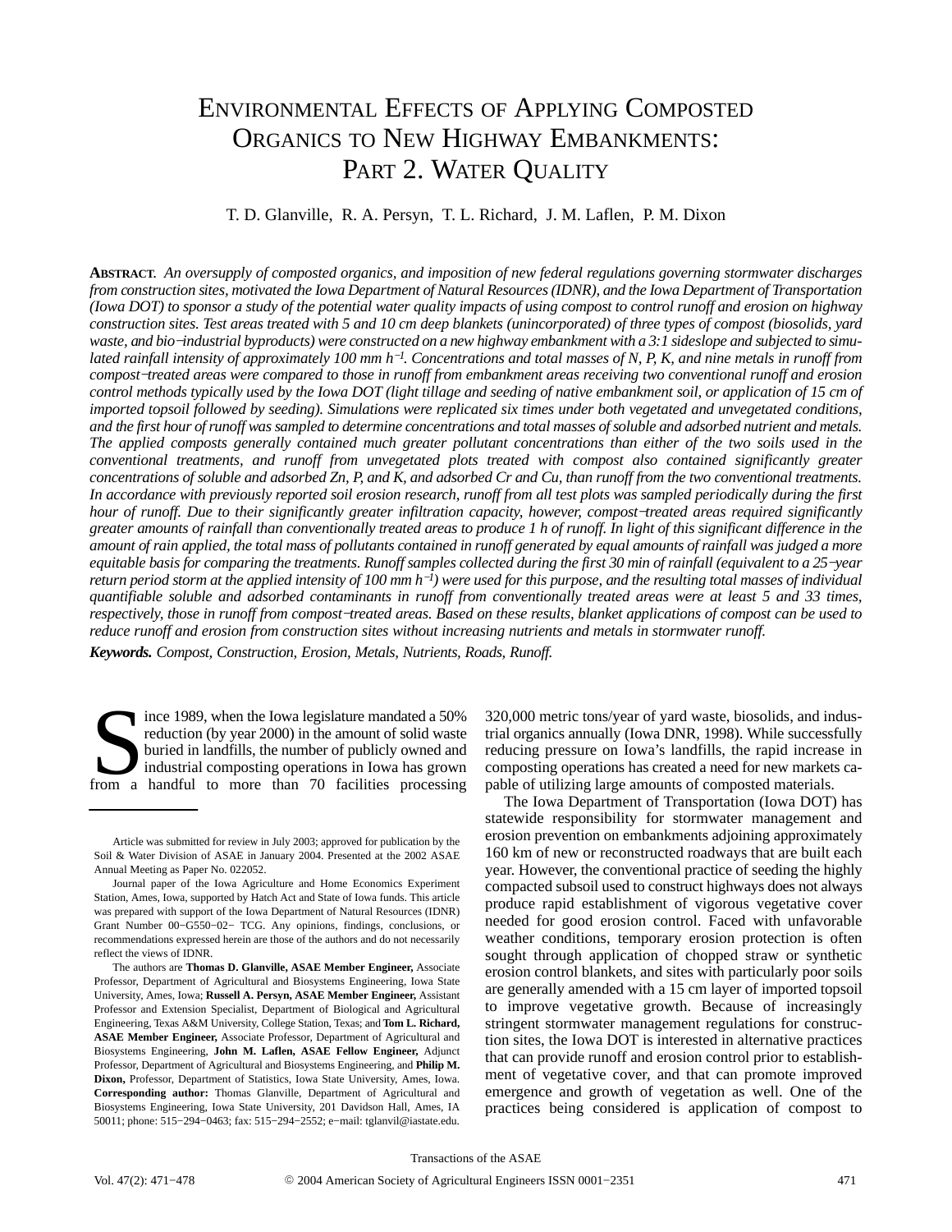# Environmental Effects of Applying Composted Organics to New Highway Embankments: Part 2. Water Quality

T. D. Glanville, R. A. Persyn, T. L. Richard, J. M. Laflen, P. M. Dixon

**Abstract.** *An oversupply of composted organics, and imposition of new federal regulations governing stormwater discharges from construction sites, motivated the Iowa Department of Natural Resources (IDNR), and the Iowa Department of Transportation (Iowa DOT) to sponsor a study of the potential water quality impacts of using compost to control runoff and erosion on highway construction sites. Test areas treated with 5 and 10 cm deep blankets (unincorporated) of three types of compost (biosolids, yard waste, and bio−industrial byproducts) were constructed on a new highway embankment with a 3:1 sideslope and subjected to simulated rainfall intensity of approximately 100 mm h$^{-1}$. Concentrations and total masses of N, P, K, and nine metals in runoff from compost−treated areas were compared to those in runoff from embankment areas receiving two conventional runoff and erosion control methods typically used by the Iowa DOT (light tillage and seeding of native embankment soil, or application of 15 cm of imported topsoil followed by seeding). Simulations were replicated six times under both vegetated and unvegetated conditions, and the first hour of runoff was sampled to determine concentrations and total masses of soluble and adsorbed nutrient and metals. The applied composts generally contained much greater pollutant concentrations than either of the two soils used in the conventional treatments, and runoff from unvegetated plots treated with compost also contained significantly greater concentrations of soluble and adsorbed Zn, P, and K, and adsorbed Cr and Cu, than runoff from the two conventional treatments. In accordance with previously reported soil erosion research, runoff from all test plots was sampled periodically during the first hour of runoff. Due to their significantly greater infiltration capacity, however, compost−treated areas required significantly greater amounts of rainfall than conventionally treated areas to produce 1 h of runoff. In light of this significant difference in the amount of rain applied, the total mass of pollutants contained in runoff generated by equal amounts of rainfall was judged a more equitable basis for comparing the treatments. Runoff samples collected during the first 30 min of rainfall (equivalent to a 25−year return period storm at the applied intensity of 100 mm h$^{-1}$) were used for this purpose, and the resulting total masses of individual quantifiable soluble and adsorbed contaminants in runoff from conventionally treated areas were at least 5 and 33 times, respectively, those in runoff from compost−treated areas. Based on these results, blanket applications of compost can be used to reduce runoff and erosion from construction sites without increasing nutrients and metals in stormwater runoff.*

***Keywords.*** *Compost, Construction, Erosion, Metals, Nutrients, Roads, Runoff.*

Since 1989, when the Iowa legislature mandated a 50% reduction (by year 2000) in the amount of solid waste buried in landfills, the number of publicly owned and industrial composting operations in Iowa has grown from a handful to more than 70 facilities processing 320,000 metric tons/year of yard waste, biosolids, and industrial organics annually (Iowa DNR, 1998). While successfully reducing pressure on Iowa's landfills, the rapid increase in composting operations has created a need for new markets capable of utilizing large amounts of composted materials.

The Iowa Department of Transportation (Iowa DOT) has statewide responsibility for stormwater management and erosion prevention on embankments adjoining approximately 160 km of new or reconstructed roadways that are built each year. However, the conventional practice of seeding the highly compacted subsoil used to construct highways does not always produce rapid establishment of vigorous vegetative cover needed for good erosion control. Faced with unfavorable weather conditions, temporary erosion protection is often sought through application of chopped straw or synthetic erosion control blankets, and sites with particularly poor soils are generally amended with a 15 cm layer of imported topsoil to improve vegetative growth. Because of increasingly stringent stormwater management regulations for construction sites, the Iowa DOT is interested in alternative practices that can provide runoff and erosion control prior to establishment of vegetative cover, and that can promote improved emergence and growth of vegetation as well. One of the practices being considered is application of compost to

---

Article was submitted for review in July 2003; approved for publication by the Soil & Water Division of ASAE in January 2004. Presented at the 2002 ASAE Annual Meeting as Paper No. 022052.

Journal paper of the Iowa Agriculture and Home Economics Experiment Station, Ames, Iowa, supported by Hatch Act and State of Iowa funds. This article was prepared with support of the Iowa Department of Natural Resources (IDNR) Grant Number 00−G550−02− TCG. Any opinions, findings, conclusions, or recommendations expressed herein are those of the authors and do not necessarily reflect the views of IDNR.

The authors are **Thomas D. Glanville, ASAE Member Engineer,** Associate Professor, Department of Agricultural and Biosystems Engineering, Iowa State University, Ames, Iowa; **Russell A. Persyn, ASAE Member Engineer,** Assistant Professor and Extension Specialist, Department of Biological and Agricultural Engineering, Texas A&M University, College Station, Texas; and **Tom L. Richard, ASAE Member Engineer,** Associate Professor, Department of Agricultural and Biosystems Engineering, **John M. Laflen, ASAE Fellow Engineer,** Adjunct Professor, Department of Agricultural and Biosystems Engineering, and **Philip M. Dixon,** Professor, Department of Statistics, Iowa State University, Ames, Iowa. **Corresponding author:** Thomas Glanville, Department of Agricultural and Biosystems Engineering, Iowa State University, 201 Davidson Hall, Ames, IA 50011; phone: 515−294−0463; fax: 515−294−2552; e−mail: tglanvil@iastate.edu.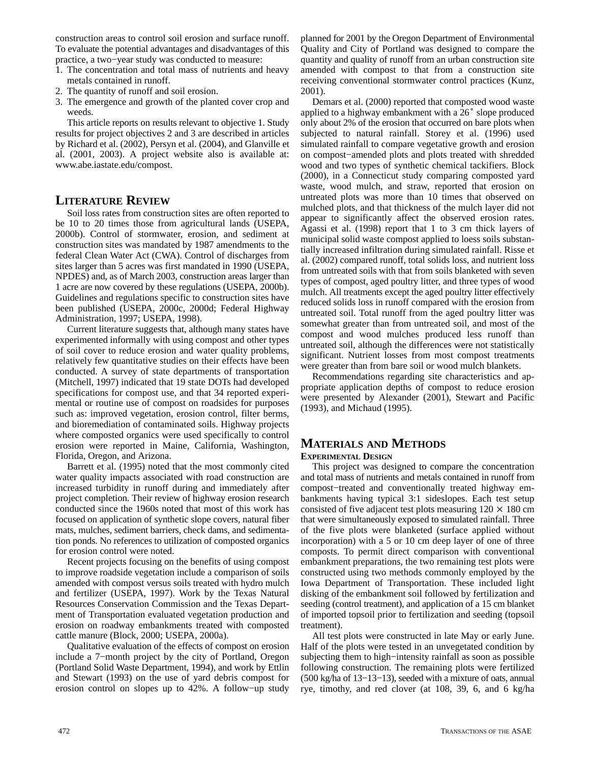construction areas to control soil erosion and surface runoff. To evaluate the potential advantages and disadvantages of this practice, a two−year study was conducted to measure:

1. The concentration and total mass of nutrients and heavy metals contained in runoff.
2. The quantity of runoff and soil erosion.
3. The emergence and growth of the planted cover crop and weeds.

This article reports on results relevant to objective 1. Study results for project objectives 2 and 3 are described in articles by Richard et al. (2002), Persyn et al. (2004), and Glanville et al. (2001, 2003). A project website also is available at: www.abe.iastate.edu/compost.

## Literature Review

Soil loss rates from construction sites are often reported to be 10 to 20 times those from agricultural lands (USEPA, 2000b). Control of stormwater, erosion, and sediment at construction sites was mandated by 1987 amendments to the federal Clean Water Act (CWA). Control of discharges from sites larger than 5 acres was first mandated in 1990 (USEPA, NPDES) and, as of March 2003, construction areas larger than 1 acre are now covered by these regulations (USEPA, 2000b). Guidelines and regulations specific to construction sites have been published (USEPA, 2000c, 2000d; Federal Highway Administration, 1997; USEPA, 1998).

Current literature suggests that, although many states have experimented informally with using compost and other types of soil cover to reduce erosion and water quality problems, relatively few quantitative studies on their effects have been conducted. A survey of state departments of transportation (Mitchell, 1997) indicated that 19 state DOTs had developed specifications for compost use, and that 34 reported experimental or routine use of compost on roadsides for purposes such as: improved vegetation, erosion control, filter berms, and bioremediation of contaminated soils. Highway projects where composted organics were used specifically to control erosion were reported in Maine, California, Washington, Florida, Oregon, and Arizona.

Barrett et al. (1995) noted that the most commonly cited water quality impacts associated with road construction are increased turbidity in runoff during and immediately after project completion. Their review of highway erosion research conducted since the 1960s noted that most of this work has focused on application of synthetic slope covers, natural fiber mats, mulches, sediment barriers, check dams, and sedimentation ponds. No references to utilization of composted organics for erosion control were noted.

Recent projects focusing on the benefits of using compost to improve roadside vegetation include a comparison of soils amended with compost versus soils treated with hydro mulch and fertilizer (USEPA, 1997). Work by the Texas Natural Resources Conservation Commission and the Texas Department of Transportation evaluated vegetation production and erosion on roadway embankments treated with composted cattle manure (Block, 2000; USEPA, 2000a).

Qualitative evaluation of the effects of compost on erosion include a 7−month project by the city of Portland, Oregon (Portland Solid Waste Department, 1994), and work by Ettlin and Stewart (1993) on the use of yard debris compost for erosion control on slopes up to 42%. A follow−up study planned for 2001 by the Oregon Department of Environmental Quality and City of Portland was designed to compare the quantity and quality of runoff from an urban construction site amended with compost to that from a construction site receiving conventional stormwater control practices (Kunz, 2001).

Demars et al. (2000) reported that composted wood waste applied to a highway embankment with a 26° slope produced only about 2% of the erosion that occurred on bare plots when subjected to natural rainfall. Storey et al. (1996) used simulated rainfall to compare vegetative growth and erosion on compost−amended plots and plots treated with shredded wood and two types of synthetic chemical tackifiers. Block (2000), in a Connecticut study comparing composted yard waste, wood mulch, and straw, reported that erosion on untreated plots was more than 10 times that observed on mulched plots, and that thickness of the mulch layer did not appear to significantly affect the observed erosion rates. Agassi et al. (1998) report that 1 to 3 cm thick layers of municipal solid waste compost applied to loess soils substantially increased infiltration during simulated rainfall. Risse et al. (2002) compared runoff, total solids loss, and nutrient loss from untreated soils with that from soils blanketed with seven types of compost, aged poultry litter, and three types of wood mulch. All treatments except the aged poultry litter effectively reduced solids loss in runoff compared with the erosion from untreated soil. Total runoff from the aged poultry litter was somewhat greater than from untreated soil, and most of the compost and wood mulches produced less runoff than untreated soil, although the differences were not statistically significant. Nutrient losses from most compost treatments were greater than from bare soil or wood mulch blankets.

Recommendations regarding site characteristics and appropriate application depths of compost to reduce erosion were presented by Alexander (2001), Stewart and Pacific (1993), and Michaud (1995).

## Materials and Methods

### Experimental Design

This project was designed to compare the concentration and total mass of nutrients and metals contained in runoff from compost−treated and conventionally treated highway embankments having typical 3:1 sideslopes. Each test setup consisted of five adjacent test plots measuring 120 × 180 cm that were simultaneously exposed to simulated rainfall. Three of the five plots were blanketed (surface applied without incorporation) with a 5 or 10 cm deep layer of one of three composts. To permit direct comparison with conventional embankment preparations, the two remaining test plots were constructed using two methods commonly employed by the Iowa Department of Transportation. These included light disking of the embankment soil followed by fertilization and seeding (control treatment), and application of a 15 cm blanket of imported topsoil prior to fertilization and seeding (topsoil treatment).

All test plots were constructed in late May or early June. Half of the plots were tested in an unvegetated condition by subjecting them to high−intensity rainfall as soon as possible following construction. The remaining plots were fertilized (500 kg/ha of 13−13−13), seeded with a mixture of oats, annual rye, timothy, and red clover (at 108, 39, 6, and 6 kg/ha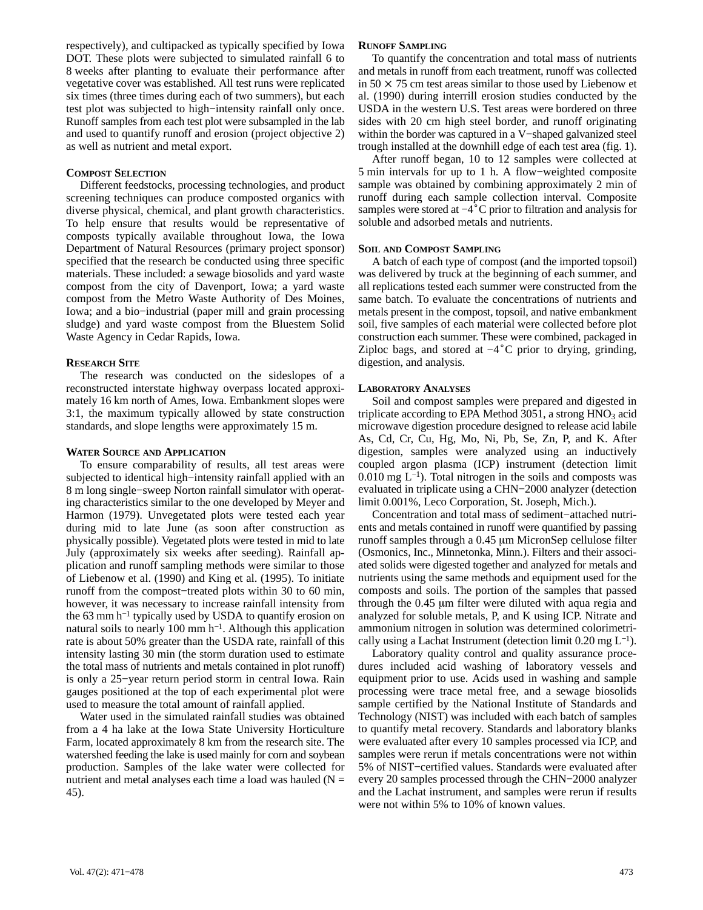respectively), and cultipacked as typically specified by Iowa DOT. These plots were subjected to simulated rainfall 6 to 8 weeks after planting to evaluate their performance after vegetative cover was established. All test runs were replicated six times (three times during each of two summers), but each test plot was subjected to high−intensity rainfall only once. Runoff samples from each test plot were subsampled in the lab and used to quantify runoff and erosion (project objective 2) as well as nutrient and metal export.

### Compost Selection

Different feedstocks, processing technologies, and product screening techniques can produce composted organics with diverse physical, chemical, and plant growth characteristics. To help ensure that results would be representative of composts typically available throughout Iowa, the Iowa Department of Natural Resources (primary project sponsor) specified that the research be conducted using three specific materials. These included: a sewage biosolids and yard waste compost from the city of Davenport, Iowa; a yard waste compost from the Metro Waste Authority of Des Moines, Iowa; and a bio−industrial (paper mill and grain processing sludge) and yard waste compost from the Bluestem Solid Waste Agency in Cedar Rapids, Iowa.

### Research Site

The research was conducted on the sideslopes of a reconstructed interstate highway overpass located approximately 16 km north of Ames, Iowa. Embankment slopes were 3:1, the maximum typically allowed by state construction standards, and slope lengths were approximately 15 m.

### Water Source and Application

To ensure comparability of results, all test areas were subjected to identical high−intensity rainfall applied with an 8 m long single−sweep Norton rainfall simulator with operating characteristics similar to the one developed by Meyer and Harmon (1979). Unvegetated plots were tested each year during mid to late June (as soon after construction as physically possible). Vegetated plots were tested in mid to late July (approximately six weeks after seeding). Rainfall application and runoff sampling methods were similar to those of Liebenow et al. (1990) and King et al. (1995). To initiate runoff from the compost−treated plots within 30 to 60 min, however, it was necessary to increase rainfall intensity from the 63 mm $h^{-1}$ typically used by USDA to quantify erosion on natural soils to nearly 100 mm $h^{-1}$. Although this application rate is about 50% greater than the USDA rate, rainfall of this intensity lasting 30 min (the storm duration used to estimate the total mass of nutrients and metals contained in plot runoff) is only a 25−year return period storm in central Iowa. Rain gauges positioned at the top of each experimental plot were used to measure the total amount of rainfall applied.

Water used in the simulated rainfall studies was obtained from a 4 ha lake at the Iowa State University Horticulture Farm, located approximately 8 km from the research site. The watershed feeding the lake is used mainly for corn and soybean production. Samples of the lake water were collected for nutrient and metal analyses each time a load was hauled ($N = 45$).

### Runoff Sampling

To quantify the concentration and total mass of nutrients and metals in runoff from each treatment, runoff was collected in 50 × 75 cm test areas similar to those used by Liebenow et al. (1990) during interrill erosion studies conducted by the USDA in the western U.S. Test areas were bordered on three sides with 20 cm high steel border, and runoff originating within the border was captured in a V−shaped galvanized steel trough installed at the downhill edge of each test area (fig. 1).

After runoff began, 10 to 12 samples were collected at 5 min intervals for up to 1 h. A flow−weighted composite sample was obtained by combining approximately 2 min of runoff during each sample collection interval. Composite samples were stored at −4°C prior to filtration and analysis for soluble and adsorbed metals and nutrients.

### Soil and Compost Sampling

A batch of each type of compost (and the imported topsoil) was delivered by truck at the beginning of each summer, and all replications tested each summer were constructed from the same batch. To evaluate the concentrations of nutrients and metals present in the compost, topsoil, and native embankment soil, five samples of each material were collected before plot construction each summer. These were combined, packaged in Ziploc bags, and stored at −4°C prior to drying, grinding, digestion, and analysis.

### Laboratory Analyses

Soil and compost samples were prepared and digested in triplicate according to EPA Method 3051, a strong $HNO_3$ acid microwave digestion procedure designed to release acid labile As, Cd, Cr, Cu, Hg, Mo, Ni, Pb, Se, Zn, P, and K. After digestion, samples were analyzed using an inductively coupled argon plasma (ICP) instrument (detection limit 0.010 mg $L^{-1}$). Total nitrogen in the soils and composts was evaluated in triplicate using a CHN−2000 analyzer (detection limit 0.001%, Leco Corporation, St. Joseph, Mich.).

Concentration and total mass of sediment−attached nutrients and metals contained in runoff were quantified by passing runoff samples through a 0.45 μm MicronSep cellulose filter (Osmonics, Inc., Minnetonka, Minn.). Filters and their associated solids were digested together and analyzed for metals and nutrients using the same methods and equipment used for the composts and soils. The portion of the samples that passed through the 0.45 μm filter were diluted with aqua regia and analyzed for soluble metals, P, and K using ICP. Nitrate and ammonium nitrogen in solution was determined colorimetrically using a Lachat Instrument (detection limit 0.20 mg $L^{-1}$).

Laboratory quality control and quality assurance procedures included acid washing of laboratory vessels and equipment prior to use. Acids used in washing and sample processing were trace metal free, and a sewage biosolids sample certified by the National Institute of Standards and Technology (NIST) was included with each batch of samples to quantify metal recovery. Standards and laboratory blanks were evaluated after every 10 samples processed via ICP, and samples were rerun if metals concentrations were not within 5% of NIST−certified values. Standards were evaluated after every 20 samples processed through the CHN−2000 analyzer and the Lachat instrument, and samples were rerun if results were not within 5% to 10% of known values.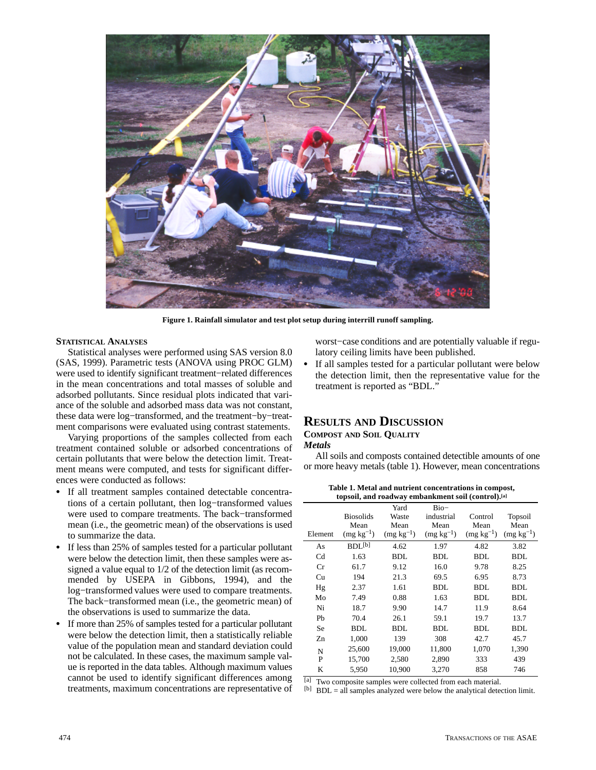Figure 1. Rainfall simulator and test plot setup during interrill runoff sampling.

### Statistical Analyses

Statistical analyses were performed using SAS version 8.0 (SAS, 1999). Parametric tests (ANOVA using PROC GLM) were used to identify significant treatment−related differences in the mean concentrations and total masses of soluble and adsorbed pollutants. Since residual plots indicated that variance of the soluble and adsorbed mass data was not constant, these data were log−transformed, and the treatment−by−treatment comparisons were evaluated using contrast statements.

Varying proportions of the samples collected from each treatment contained soluble or adsorbed concentrations of certain pollutants that were below the detection limit. Treatment means were computed, and tests for significant differences were conducted as follows:

- If all treatment samples contained detectable concentrations of a certain pollutant, then log−transformed values were used to compare treatments. The back−transformed mean (i.e., the geometric mean) of the observations is used to summarize the data.
- If less than 25% of samples tested for a particular pollutant were below the detection limit, then these samples were assigned a value equal to 1/2 of the detection limit (as recommended by USEPA in Gibbons, 1994), and the log−transformed values were used to compare treatments. The back−transformed mean (i.e., the geometric mean) of the observations is used to summarize the data.
- If more than 25% of samples tested for a particular pollutant were below the detection limit, then a statistically reliable value of the population mean and standard deviation could not be calculated. In these cases, the maximum sample value is reported in the data tables. Although maximum values cannot be used to identify significant differences among treatments, maximum concentrations are representative of worst−case conditions and are potentially valuable if regulatory ceiling limits have been published.
- If all samples tested for a particular pollutant were below the detection limit, then the representative value for the treatment is reported as "BDL."

## Results and Discussion

### Compost and Soil Quality

#### *Metals*

All soils and composts contained detectible amounts of one or more heavy metals (table 1). However, mean concentrations

**Table 1. Metal and nutrient concentrations in compost, topsoil, and roadway embankment soil (control).[a]**

| Element | Biosolids Mean (mg kg$^{-1}$) | Yard Waste Mean (mg kg$^{-1}$) | Bio−industrial Mean (mg kg$^{-1}$) | Control Mean (mg kg$^{-1}$) | Topsoil Mean (mg kg$^{-1}$) |
|---|---|---|---|---|---|
| As | BDL[b] | 4.62 | 1.97 | 4.82 | 3.82 |
| Cd | 1.63 | BDL | BDL | BDL | BDL |
| Cr | 61.7 | 9.12 | 16.0 | 9.78 | 8.25 |
| Cu | 194 | 21.3 | 69.5 | 6.95 | 8.73 |
| Hg | 2.37 | 1.61 | BDL | BDL | BDL |
| Mo | 7.49 | 0.88 | 1.63 | BDL | BDL |
| Ni | 18.7 | 9.90 | 14.7 | 11.9 | 8.64 |
| Pb | 70.4 | 26.1 | 59.1 | 19.7 | 13.7 |
| Se | BDL | BDL | BDL | BDL | BDL |
| Zn | 1,000 | 139 | 308 | 42.7 | 45.7 |
| N | 25,600 | 19,000 | 11,800 | 1,070 | 1,390 |
| P | 15,700 | 2,580 | 2,890 | 333 | 439 |
| K | 5,950 | 10,900 | 3,270 | 858 | 746 |

[a] Two composite samples were collected from each material.
[b] BDL = all samples analyzed were below the analytical detection limit.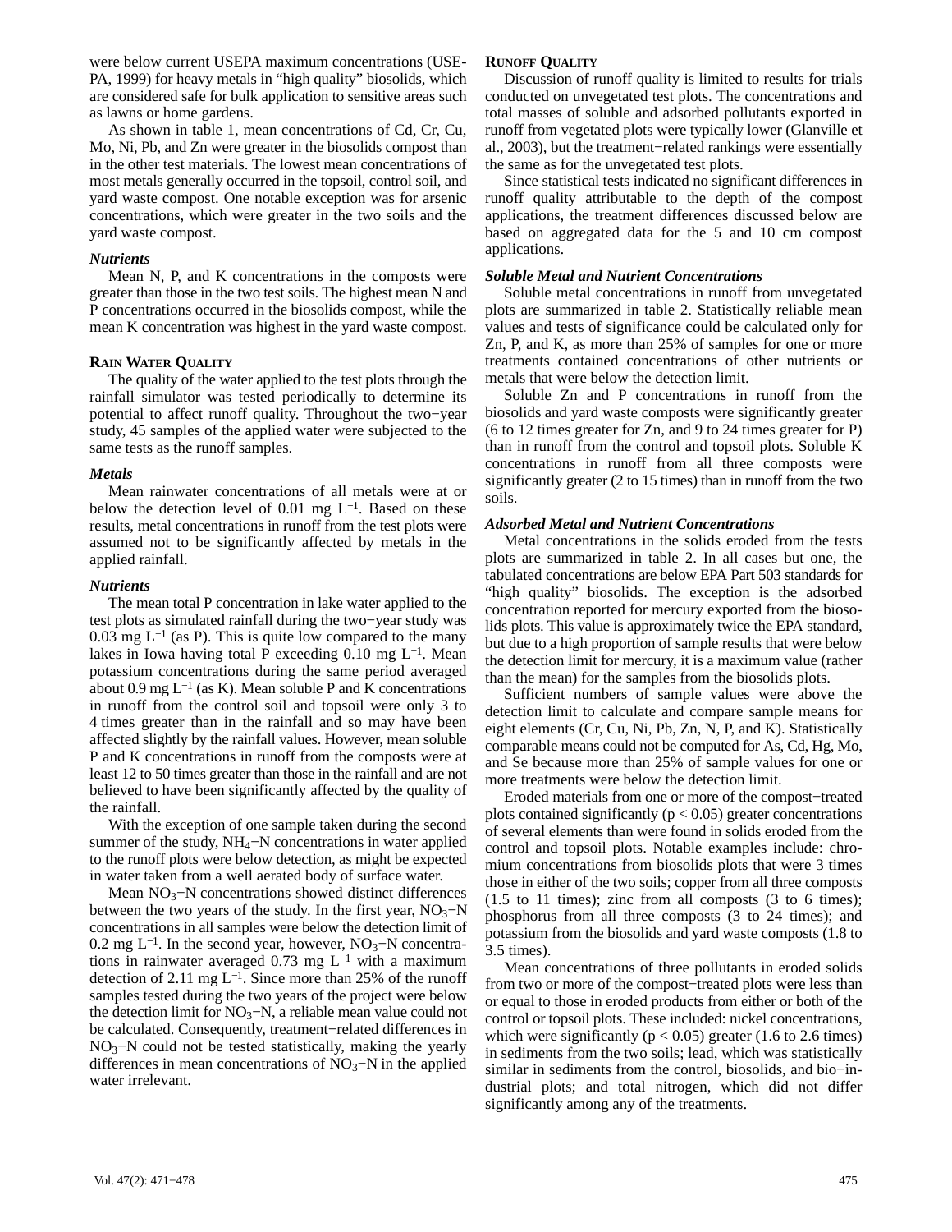were below current USEPA maximum concentrations (USEPA, 1999) for heavy metals in "high quality" biosolids, which are considered safe for bulk application to sensitive areas such as lawns or home gardens.

As shown in table 1, mean concentrations of Cd, Cr, Cu, Mo, Ni, Pb, and Zn were greater in the biosolids compost than in the other test materials. The lowest mean concentrations of most metals generally occurred in the topsoil, control soil, and yard waste compost. One notable exception was for arsenic concentrations, which were greater in the two soils and the yard waste compost.

### *Nutrients*

Mean N, P, and K concentrations in the composts were greater than those in the two test soils. The highest mean N and P concentrations occurred in the biosolids compost, while the mean K concentration was highest in the yard waste compost.

## Rain Water Quality

The quality of the water applied to the test plots through the rainfall simulator was tested periodically to determine its potential to affect runoff quality. Throughout the two−year study, 45 samples of the applied water were subjected to the same tests as the runoff samples.

### *Metals*

Mean rainwater concentrations of all metals were at or below the detection level of 0.01 mg $L^{-1}$. Based on these results, metal concentrations in runoff from the test plots were assumed not to be significantly affected by metals in the applied rainfall.

### *Nutrients*

The mean total P concentration in lake water applied to the test plots as simulated rainfall during the two−year study was 0.03 mg $L^{-1}$ (as P). This is quite low compared to the many lakes in Iowa having total P exceeding 0.10 mg $L^{-1}$. Mean potassium concentrations during the same period averaged about 0.9 mg $L^{-1}$ (as K). Mean soluble P and K concentrations in runoff from the control soil and topsoil were only 3 to 4 times greater than in the rainfall and so may have been affected slightly by the rainfall values. However, mean soluble P and K concentrations in runoff from the composts were at least 12 to 50 times greater than those in the rainfall and are not believed to have been significantly affected by the quality of the rainfall.

With the exception of one sample taken during the second summer of the study, $NH_4$−N concentrations in water applied to the runoff plots were below detection, as might be expected in water taken from a well aerated body of surface water.

Mean $NO_3$−N concentrations showed distinct differences between the two years of the study. In the first year, $NO_3$−N concentrations in all samples were below the detection limit of 0.2 mg $L^{-1}$. In the second year, however, $NO_3$−N concentrations in rainwater averaged 0.73 mg $L^{-1}$ with a maximum detection of 2.11 mg $L^{-1}$. Since more than 25% of the runoff samples tested during the two years of the project were below the detection limit for $NO_3$−N, a reliable mean value could not be calculated. Consequently, treatment−related differences in $NO_3$−N could not be tested statistically, making the yearly differences in mean concentrations of $NO_3$−N in the applied water irrelevant.

## Runoff Quality

Discussion of runoff quality is limited to results for trials conducted on unvegetated test plots. The concentrations and total masses of soluble and adsorbed pollutants exported in runoff from vegetated plots were typically lower (Glanville et al., 2003), but the treatment−related rankings were essentially the same as for the unvegetated test plots.

Since statistical tests indicated no significant differences in runoff quality attributable to the depth of the compost applications, the treatment differences discussed below are based on aggregated data for the 5 and 10 cm compost applications.

### *Soluble Metal and Nutrient Concentrations*

Soluble metal concentrations in runoff from unvegetated plots are summarized in table 2. Statistically reliable mean values and tests of significance could be calculated only for Zn, P, and K, as more than 25% of samples for one or more treatments contained concentrations of other nutrients or metals that were below the detection limit.

Soluble Zn and P concentrations in runoff from the biosolids and yard waste composts were significantly greater (6 to 12 times greater for Zn, and 9 to 24 times greater for P) than in runoff from the control and topsoil plots. Soluble K concentrations in runoff from all three composts were significantly greater (2 to 15 times) than in runoff from the two soils.

### *Adsorbed Metal and Nutrient Concentrations*

Metal concentrations in the solids eroded from the tests plots are summarized in table 2. In all cases but one, the tabulated concentrations are below EPA Part 503 standards for "high quality" biosolids. The exception is the adsorbed concentration reported for mercury exported from the biosolids plots. This value is approximately twice the EPA standard, but due to a high proportion of sample results that were below the detection limit for mercury, it is a maximum value (rather than the mean) for the samples from the biosolids plots.

Sufficient numbers of sample values were above the detection limit to calculate and compare sample means for eight elements (Cr, Cu, Ni, Pb, Zn, N, P, and K). Statistically comparable means could not be computed for As, Cd, Hg, Mo, and Se because more than 25% of sample values for one or more treatments were below the detection limit.

Eroded materials from one or more of the compost−treated plots contained significantly ($p < 0.05$) greater concentrations of several elements than were found in solids eroded from the control and topsoil plots. Notable examples include: chromium concentrations from biosolids plots that were 3 times those in either of the two soils; copper from all three composts (1.5 to 11 times); zinc from all composts (3 to 6 times); phosphorus from all three composts (3 to 24 times); and potassium from the biosolids and yard waste composts (1.8 to 3.5 times).

Mean concentrations of three pollutants in eroded solids from two or more of the compost−treated plots were less than or equal to those in eroded products from either or both of the control or topsoil plots. These included: nickel concentrations, which were significantly ($p < 0.05$) greater (1.6 to 2.6 times) in sediments from the two soils; lead, which was statistically similar in sediments from the control, biosolids, and bio−industrial plots; and total nitrogen, which did not differ significantly among any of the treatments.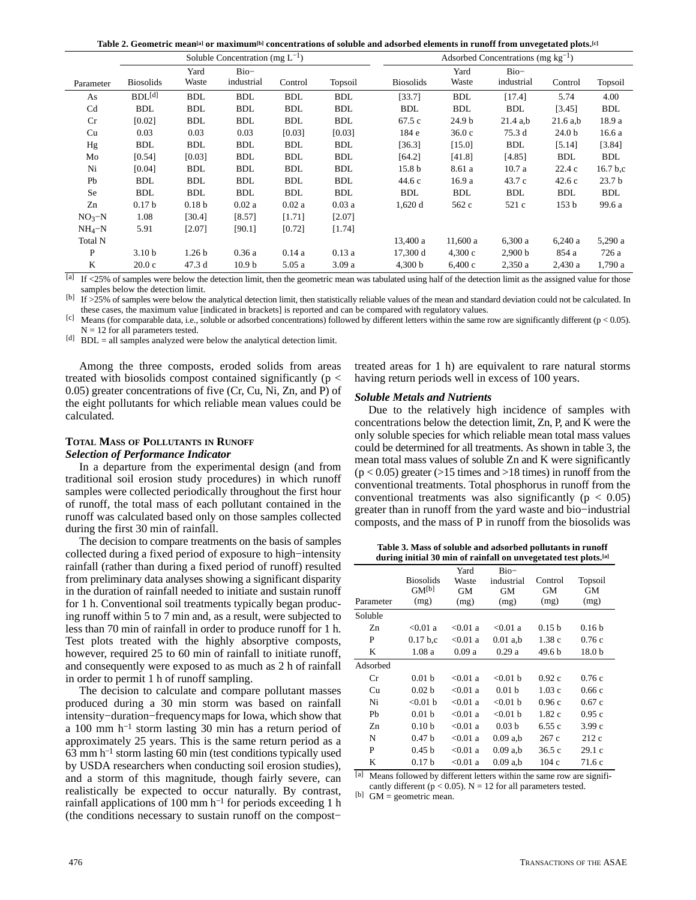Table 2. Geometric mean[a] or maximum[b] concentrations of soluble and adsorbed elements in runoff from unvegetated plots.[c]

| Parameter | Soluble Concentration (mg $L^{-1}$) Biosolids | Yard Waste | Bio−industrial | Control | Topsoil | Adsorbed Concentrations (mg $kg^{-1}$) Biosolids | Yard Waste | Bio−industrial | Control | Topsoil |
|---|---|---|---|---|---|---|---|---|---|---|
| As | BDL[d] | BDL | BDL | BDL | BDL | [33.7] | BDL | [17.4] | 5.74 | 4.00 |
| Cd | BDL | BDL | BDL | BDL | BDL | BDL | BDL | BDL | [3.45] | BDL |
| Cr | [0.02] | BDL | BDL | BDL | BDL | 67.5 c | 24.9 b | 21.4 a,b | 21.6 a,b | 18.9 a |
| Cu | 0.03 | 0.03 | 0.03 | [0.03] | [0.03] | 184 e | 36.0 c | 75.3 d | 24.0 b | 16.6 a |
| Hg | BDL | BDL | BDL | BDL | BDL | [36.3] | [15.0] | BDL | [5.14] | [3.84] |
| Mo | [0.54] | [0.03] | BDL | BDL | BDL | [64.2] | [41.8] | [4.85] | BDL | BDL |
| Ni | [0.04] | BDL | BDL | BDL | BDL | 15.8 b | 8.61 a | 10.7 a | 22.4 c | 16.7 b,c |
| Pb | BDL | BDL | BDL | BDL | BDL | 44.6 c | 16.9 a | 43.7 c | 42.6 c | 23.7 b |
| Se | BDL | BDL | BDL | BDL | BDL | BDL | BDL | BDL | BDL | BDL |
| Zn | 0.17 b | 0.18 b | 0.02 a | 0.02 a | 0.03 a | 1,620 d | 562 c | 521 c | 153 b | 99.6 a |
| $NO_3$−N | 1.08 | [30.4] | [8.57] | [1.71] | [2.07] | | | | | |
| $NH_4$−N | 5.91 | [2.07] | [90.1] | [0.72] | [1.74] | | | | | |
| Total N | | | | | | 13,400 a | 11,600 a | 6,300 a | 6,240 a | 5,290 a |
| P | 3.10 b | 1.26 b | 0.36 a | 0.14 a | 0.13 a | 17,300 d | 4,300 c | 2,900 b | 854 a | 726 a |
| K | 20.0 c | 47.3 d | 10.9 b | 5.05 a | 3.09 a | 4,300 b | 6,400 c | 2,350 a | 2,430 a | 1,790 a |

[a] If <25% of samples were below the detection limit, then the geometric mean was tabulated using half of the detection limit as the assigned value for those samples below the detection limit.
[b] If >25% of samples were below the analytical detection limit, then statistically reliable values of the mean and standard deviation could not be calculated. In these cases, the maximum value [indicated in brackets] is reported and can be compared with regulatory values.
[c] Means (for comparable data, i.e., soluble or adsorbed concentrations) followed by different letters within the same row are significantly different ($p < 0.05$). N = 12 for all parameters tested.
[d] BDL = all samples analyzed were below the analytical detection limit.

Among the three composts, eroded solids from areas treated with biosolids compost contained significantly ($p < 0.05$) greater concentrations of five (Cr, Cu, Ni, Zn, and P) of the eight pollutants for which reliable mean values could be calculated.

## Total Mass of Pollutants in Runoff

### *Selection of Performance Indicator*

In a departure from the experimental design (and from traditional soil erosion study procedures) in which runoff samples were collected periodically throughout the first hour of runoff, the total mass of each pollutant contained in the runoff was calculated based only on those samples collected during the first 30 min of rainfall.

The decision to compare treatments on the basis of samples collected during a fixed period of exposure to high−intensity rainfall (rather than during a fixed period of runoff) resulted from preliminary data analyses showing a significant disparity in the duration of rainfall needed to initiate and sustain runoff for 1 h. Conventional soil treatments typically began producing runoff within 5 to 7 min and, as a result, were subjected to less than 70 min of rainfall in order to produce runoff for 1 h. Test plots treated with the highly absorptive composts, however, required 25 to 60 min of rainfall to initiate runoff, and consequently were exposed to as much as 2 h of rainfall in order to permit 1 h of runoff sampling.

The decision to calculate and compare pollutant masses produced during a 30 min storm was based on rainfall intensity−duration−frequency maps for Iowa, which show that a 100 mm $h^{-1}$ storm lasting 30 min has a return period of approximately 25 years. This is the same return period as a 63 mm $h^{-1}$ storm lasting 60 min (test conditions typically used by USDA researchers when conducting soil erosion studies), and a storm of this magnitude, though fairly severe, can realistically be expected to occur naturally. By contrast, rainfall applications of 100 mm $h^{-1}$ for periods exceeding 1 h (the conditions necessary to sustain runoff on the compost−treated areas for 1 h) are equivalent to rare natural storms having return periods well in excess of 100 years.

### *Soluble Metals and Nutrients*

Due to the relatively high incidence of samples with concentrations below the detection limit, Zn, P, and K were the only soluble species for which reliable mean total mass values could be determined for all treatments. As shown in table 3, the mean total mass values of soluble Zn and K were significantly ($p < 0.05$) greater (>15 times and >18 times) in runoff from the conventional treatments. Total phosphorus in runoff from the conventional treatments was also significantly ($p < 0.05$) greater than in runoff from the yard waste and bio−industrial composts, and the mass of P in runoff from the biosolids was

Table 3. Mass of soluble and adsorbed pollutants in runoff during initial 30 min of rainfall on unvegetated test plots.[a]

| Parameter | Biosolids GM[b] (mg) | Yard Waste GM (mg) | Bio−industrial GM (mg) | Control GM (mg) | Topsoil GM (mg) |
|---|---|---|---|---|---|
| Soluble | | | | | |
| Zn | <0.01 a | <0.01 a | <0.01 a | 0.15 b | 0.16 b |
| P | 0.17 b,c | <0.01 a | 0.01 a,b | 1.38 c | 0.76 c |
| K | 1.08 a | 0.09 a | 0.29 a | 49.6 b | 18.0 b |
| Adsorbed | | | | | |
| Cr | 0.01 b | <0.01 a | <0.01 b | 0.92 c | 0.76 c |
| Cu | 0.02 b | <0.01 a | 0.01 b | 1.03 c | 0.66 c |
| Ni | <0.01 b | <0.01 a | <0.01 b | 0.96 c | 0.67 c |
| Pb | 0.01 b | <0.01 a | <0.01 b | 1.82 c | 0.95 c |
| Zn | 0.10 b | <0.01 a | 0.03 b | 6.55 c | 3.99 c |
| N | 0.47 b | <0.01 a | 0.09 a,b | 267 c | 212 c |
| P | 0.45 b | <0.01 a | 0.09 a,b | 36.5 c | 29.1 c |
| K | 0.17 b | <0.01 a | 0.09 a,b | 104 c | 71.6 c |

[a] Means followed by different letters within the same row are significantly different ($p < 0.05$). N = 12 for all parameters tested.
[b] GM = geometric mean.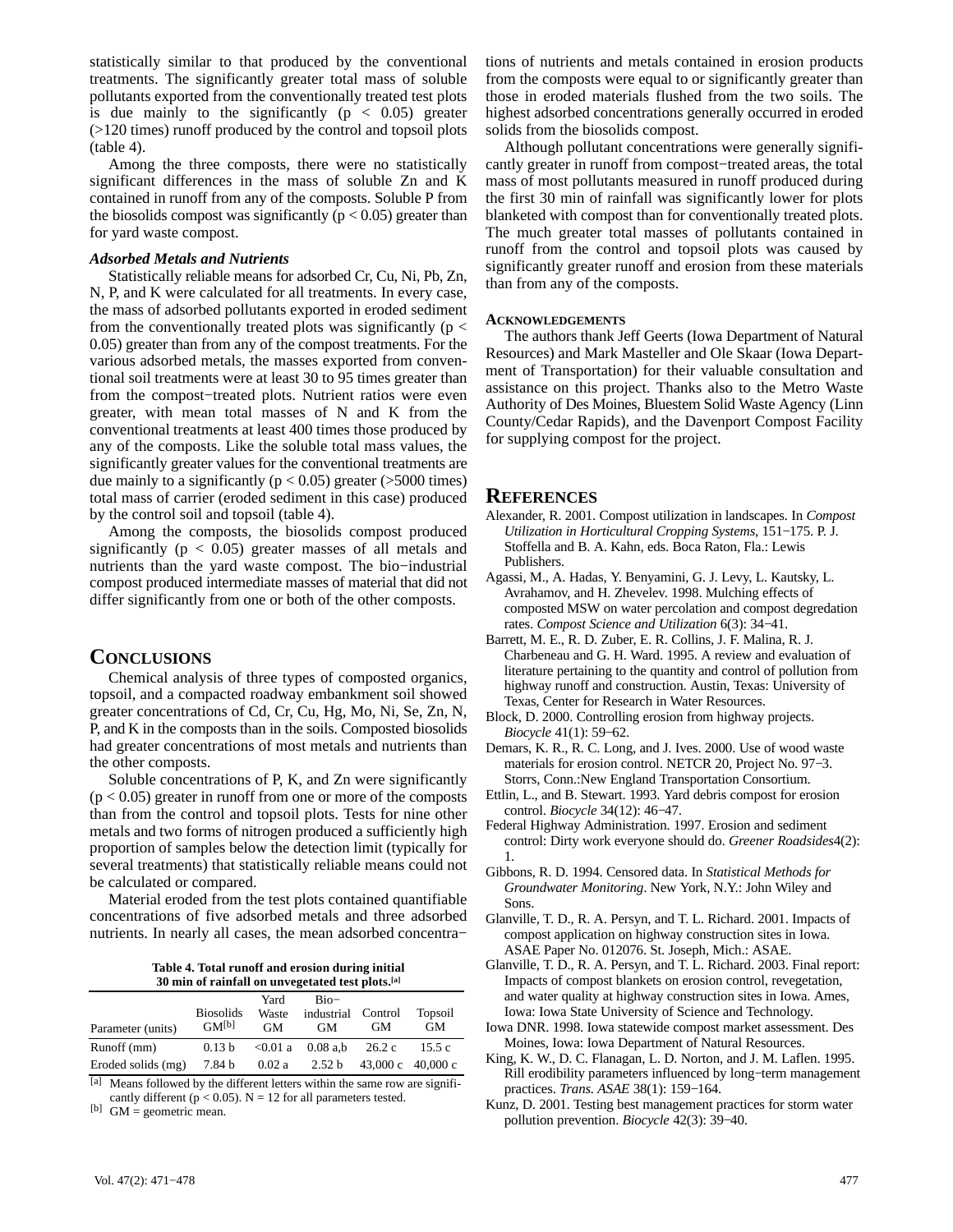statistically similar to that produced by the conventional treatments. The significantly greater total mass of soluble pollutants exported from the conventionally treated test plots is due mainly to the significantly ($p < 0.05$) greater (>120 times) runoff produced by the control and topsoil plots (table 4).

Among the three composts, there were no statistically significant differences in the mass of soluble Zn and K contained in runoff from any of the composts. Soluble P from the biosolids compost was significantly ($p < 0.05$) greater than for yard waste compost.

### *Adsorbed Metals and Nutrients*

Statistically reliable means for adsorbed Cr, Cu, Ni, Pb, Zn, N, P, and K were calculated for all treatments. In every case, the mass of adsorbed pollutants exported in eroded sediment from the conventionally treated plots was significantly ($p < 0.05$) greater than from any of the compost treatments. For the various adsorbed metals, the masses exported from conventional soil treatments were at least 30 to 95 times greater than from the compost−treated plots. Nutrient ratios were even greater, with mean total masses of N and K from the conventional treatments at least 400 times those produced by any of the composts. Like the soluble total mass values, the significantly greater values for the conventional treatments are due mainly to a significantly ($p < 0.05$) greater (>5000 times) total mass of carrier (eroded sediment in this case) produced by the control soil and topsoil (table 4).

Among the composts, the biosolids compost produced significantly ($p < 0.05$) greater masses of all metals and nutrients than the yard waste compost. The bio−industrial compost produced intermediate masses of material that did not differ significantly from one or both of the other composts.

## CONCLUSIONS

Chemical analysis of three types of composted organics, topsoil, and a compacted roadway embankment soil showed greater concentrations of Cd, Cr, Cu, Hg, Mo, Ni, Se, Zn, N, P, and K in the composts than in the soils. Composted biosolids had greater concentrations of most metals and nutrients than the other composts.

Soluble concentrations of P, K, and Zn were significantly ($p < 0.05$) greater in runoff from one or more of the composts than from the control and topsoil plots. Tests for nine other metals and two forms of nitrogen produced a sufficiently high proportion of samples below the detection limit (typically for several treatments) that statistically reliable means could not be calculated or compared.

Material eroded from the test plots contained quantifiable concentrations of five adsorbed metals and three adsorbed nutrients. In nearly all cases, the mean adsorbed concentrations of nutrients and metals contained in erosion products from the composts were equal to or significantly greater than those in eroded materials flushed from the two soils. The highest adsorbed concentrations generally occurred in eroded solids from the biosolids compost.

Although pollutant concentrations were generally significantly greater in runoff from compost−treated areas, the total mass of most pollutants measured in runoff produced during the first 30 min of rainfall was significantly lower for plots blanketed with compost than for conventionally treated plots. The much greater total masses of pollutants contained in runoff from the control and topsoil plots was caused by significantly greater runoff and erosion from these materials than from any of the composts.

**Table 4. Total runoff and erosion during initial 30 min of rainfall on unvegetated test plots.[a]**

| Parameter (units) | Biosolids GM[b] | Yard Waste GM | Bio−industrial GM | Control GM | Topsoil GM |
|---|---|---|---|---|---|
| Runoff (mm) | 0.13 b | <0.01 a | 0.08 a,b | 26.2 c | 15.5 c |
| Eroded solids (mg) | 7.84 b | 0.02 a | 2.52 b | 43,000 c | 40,000 c |

[a] Means followed by the different letters within the same row are significantly different ($p < 0.05$). N = 12 for all parameters tested.
[b] GM = geometric mean.

### ACKNOWLEDGEMENTS

The authors thank Jeff Geerts (Iowa Department of Natural Resources) and Mark Masteller and Ole Skaar (Iowa Department of Transportation) for their valuable consultation and assistance on this project. Thanks also to the Metro Waste Authority of Des Moines, Bluestem Solid Waste Agency (Linn County/Cedar Rapids), and the Davenport Compost Facility for supplying compost for the project.

## REFERENCES

Alexander, R. 2001. Compost utilization in landscapes. In *Compost Utilization in Horticultural Cropping Systems*, 151−175. P. J. Stoffella and B. A. Kahn, eds. Boca Raton, Fla.: Lewis Publishers.

Agassi, M., A. Hadas, Y. Benyamini, G. J. Levy, L. Kautsky, L. Avrahamov, and H. Zhevelev. 1998. Mulching effects of composted MSW on water percolation and compost degredation rates. *Compost Science and Utilization* 6(3): 34−41.

Barrett, M. E., R. D. Zuber, E. R. Collins, J. F. Malina, R. J. Charbeneau and G. H. Ward. 1995. A review and evaluation of literature pertaining to the quantity and control of pollution from highway runoff and construction. Austin, Texas: University of Texas, Center for Research in Water Resources.

Block, D. 2000. Controlling erosion from highway projects. *Biocycle* 41(1): 59−62.

Demars, K. R., R. C. Long, and J. Ives. 2000. Use of wood waste materials for erosion control. NETCR 20, Project No. 97−3. Storrs, Conn.:New England Transportation Consortium.

Ettlin, L., and B. Stewart. 1993. Yard debris compost for erosion control. *Biocycle* 34(12): 46−47.

Federal Highway Administration. 1997. Erosion and sediment control: Dirty work everyone should do. *Greener Roadsides*4(2): 1.

Gibbons, R. D. 1994. Censored data. In *Statistical Methods for Groundwater Monitoring*. New York, N.Y.: John Wiley and Sons.

Glanville, T. D., R. A. Persyn, and T. L. Richard. 2001. Impacts of compost application on highway construction sites in Iowa. ASAE Paper No. 012076. St. Joseph, Mich.: ASAE.

Glanville, T. D., R. A. Persyn, and T. L. Richard. 2003. Final report: Impacts of compost blankets on erosion control, revegetation, and water quality at highway construction sites in Iowa. Ames, Iowa: Iowa State University of Science and Technology.

Iowa DNR. 1998. Iowa statewide compost market assessment. Des Moines, Iowa: Iowa Department of Natural Resources.

King, K. W., D. C. Flanagan, L. D. Norton, and J. M. Laflen. 1995. Rill erodibility parameters influenced by long−term management practices. *Trans. ASAE* 38(1): 159−164.

Kunz, D. 2001. Testing best management practices for storm water pollution prevention. *Biocycle* 42(3): 39−40.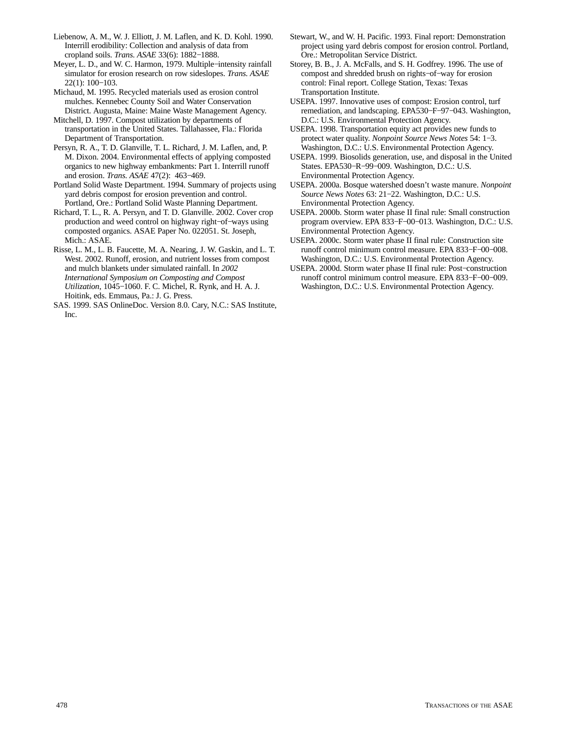Liebenow, A. M., W. J. Elliott, J. M. Laflen, and K. D. Kohl. 1990. Interrill erodibility: Collection and analysis of data from cropland soils. *Trans. ASAE* 33(6): 1882−1888.

Meyer, L. D., and W. C. Harmon, 1979. Multiple−intensity rainfall simulator for erosion research on row sideslopes. *Trans. ASAE* 22(1): 100−103.

Michaud, M. 1995. Recycled materials used as erosion control mulches. Kennebec County Soil and Water Conservation District. Augusta, Maine: Maine Waste Management Agency.

Mitchell, D. 1997. Compost utilization by departments of transportation in the United States. Tallahassee, Fla.: Florida Department of Transportation.

Persyn, R. A., T. D. Glanville, T. L. Richard, J. M. Laflen, and, P. M. Dixon. 2004. Environmental effects of applying composted organics to new highway embankments: Part 1. Interrill runoff and erosion. *Trans. ASAE* 47(2): 463−469.

Portland Solid Waste Department. 1994. Summary of projects using yard debris compost for erosion prevention and control. Portland, Ore.: Portland Solid Waste Planning Department.

Richard, T. L., R. A. Persyn, and T. D. Glanville. 2002. Cover crop production and weed control on highway right−of−ways using composted organics. ASAE Paper No. 022051. St. Joseph, Mich.: ASAE.

Risse, L. M., L. B. Faucette, M. A. Nearing, J. W. Gaskin, and L. T. West. 2002. Runoff, erosion, and nutrient losses from compost and mulch blankets under simulated rainfall. In *2002 International Symposium on Composting and Compost Utilization*, 1045−1060. F. C. Michel, R. Rynk, and H. A. J. Hoitink, eds. Emmaus, Pa.: J. G. Press.

SAS. 1999. SAS OnlineDoc. Version 8.0. Cary, N.C.: SAS Institute, Inc.

Stewart, W., and W. H. Pacific. 1993. Final report: Demonstration project using yard debris compost for erosion control. Portland, Ore.: Metropolitan Service District.

Storey, B. B., J. A. McFalls, and S. H. Godfrey. 1996. The use of compost and shredded brush on rights−of−way for erosion control: Final report. College Station, Texas: Texas Transportation Institute.

USEPA. 1997. Innovative uses of compost: Erosion control, turf remediation, and landscaping. EPA530−F−97−043. Washington, D.C.: U.S. Environmental Protection Agency.

USEPA. 1998. Transportation equity act provides new funds to protect water quality. *Nonpoint Source News Notes* 54: 1−3. Washington, D.C.: U.S. Environmental Protection Agency.

USEPA. 1999. Biosolids generation, use, and disposal in the United States. EPA530−R−99−009. Washington, D.C.: U.S. Environmental Protection Agency.

USEPA. 2000a. Bosque watershed doesn't waste manure. *Nonpoint Source News Notes* 63: 21−22. Washington, D.C.: U.S. Environmental Protection Agency.

USEPA. 2000b. Storm water phase II final rule: Small construction program overview. EPA 833−F−00−013. Washington, D.C.: U.S. Environmental Protection Agency.

USEPA. 2000c. Storm water phase II final rule: Construction site runoff control minimum control measure. EPA 833−F−00−008. Washington, D.C.: U.S. Environmental Protection Agency.

USEPA. 2000d. Storm water phase II final rule: Post−construction runoff control minimum control measure. EPA 833−F−00−009. Washington, D.C.: U.S. Environmental Protection Agency.